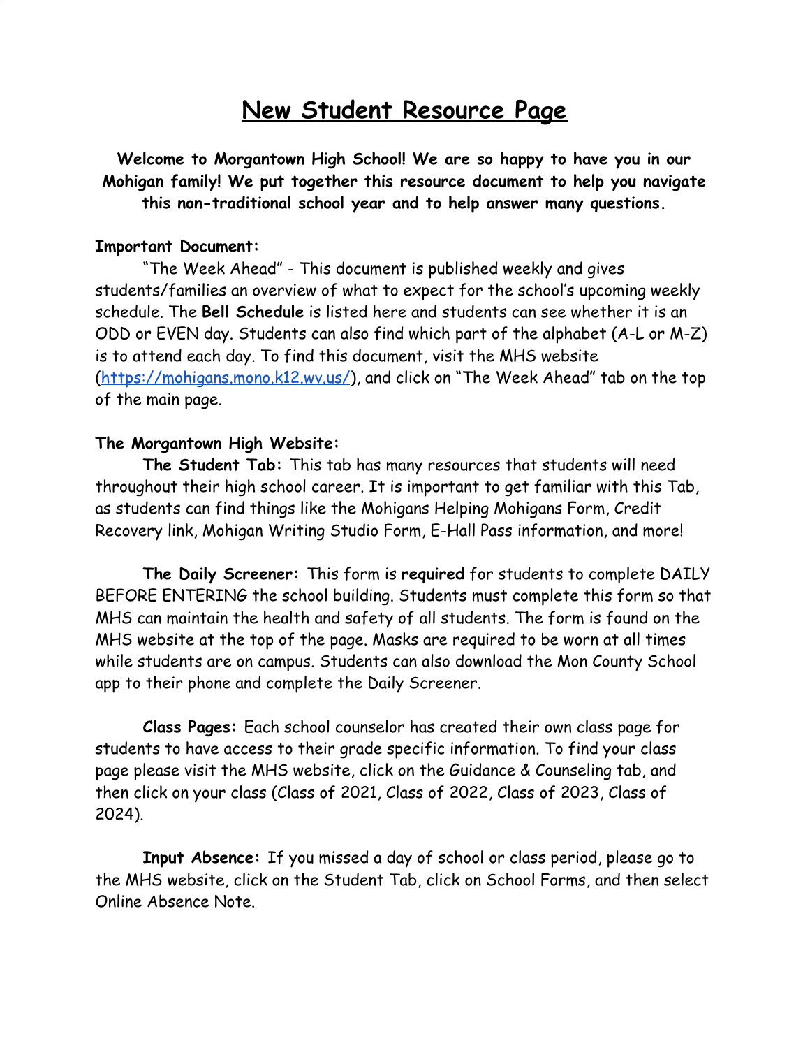# New Student Resource Page

**Welcome to Morgantown High School! We are so happy to have you in our Mohigan family! We put together this resource document to help you navigate this non-traditional school year and to help answer many questions.**

**Important Document:**

"The Week Ahead" - This document is published weekly and gives students/families an overview of what to expect for the school's upcoming weekly schedule. The **Bell Schedule** is listed here and students can see whether it is an ODD or EVEN day. Students can also find which part of the alphabet (A-L or M-Z) is to attend each day. To find this document, visit the MHS website ([https://mohigans.mono.k12.wv.us/](https://mohigans.mono.k12.wv.us/)), and click on "The Week Ahead" tab on the top of the main page.

**The Morgantown High Website:**

**The Student Tab:** This tab has many resources that students will need throughout their high school career. It is important to get familiar with this Tab, as students can find things like the Mohigans Helping Mohigans Form, Credit Recovery link, Mohigan Writing Studio Form, E-Hall Pass information, and more!

**The Daily Screener:** This form is **required** for students to complete DAILY BEFORE ENTERING the school building. Students must complete this form so that MHS can maintain the health and safety of all students. The form is found on the MHS website at the top of the page. Masks are required to be worn at all times while students are on campus. Students can also download the Mon County School app to their phone and complete the Daily Screener.

**Class Pages:** Each school counselor has created their own class page for students to have access to their grade specific information. To find your class page please visit the MHS website, click on the Guidance & Counseling tab, and then click on your class (Class of 2021, Class of 2022, Class of 2023, Class of 2024).

**Input Absence:** If you missed a day of school or class period, please go to the MHS website, click on the Student Tab, click on School Forms, and then select Online Absence Note.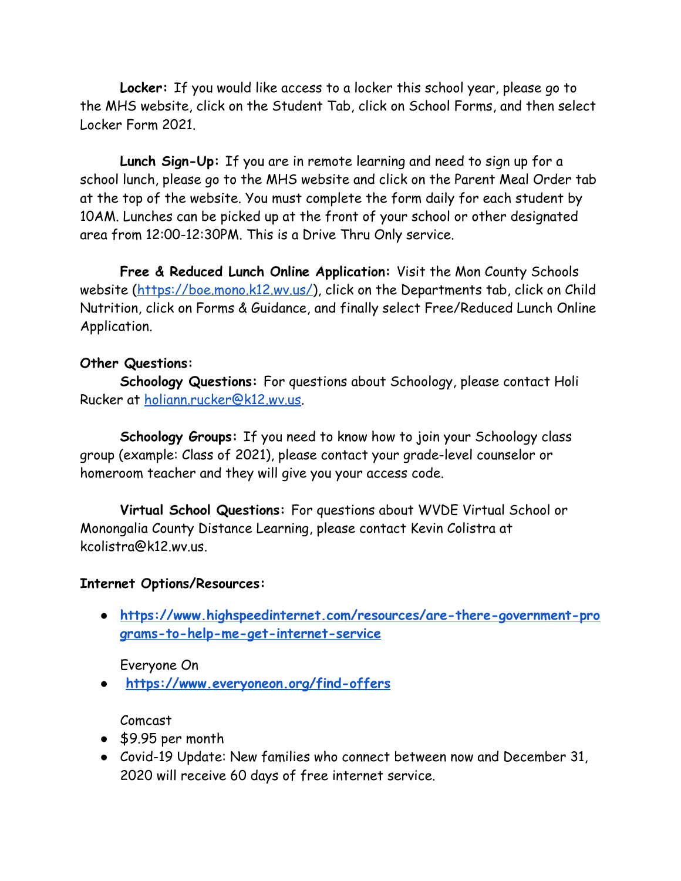**Locker:** If you would like access to a locker this school year, please go to the MHS website, click on the Student Tab, click on School Forms, and then select Locker Form 2021.

**Lunch Sign-Up:** If you are in remote learning and need to sign up for a school lunch, please go to the MHS website and click on the Parent Meal Order tab at the top of the website. You must complete the form daily for each student by 10AM. Lunches can be picked up at the front of your school or other designated area from 12:00-12:30PM. This is a Drive Thru Only service.

**Free & Reduced Lunch Online Application:** Visit the Mon County Schools website (https://boe.mono.k12.wv.us/), click on the Departments tab, click on Child Nutrition, click on Forms & Guidance, and finally select Free/Reduced Lunch Online Application.

**Other Questions:**

**Schoology Questions:** For questions about Schoology, please contact Holi Rucker at holiann.rucker@k12.wv.us.

**Schoology Groups:** If you need to know how to join your Schoology class group (example: Class of 2021), please contact your grade-level counselor or homeroom teacher and they will give you your access code.

**Virtual School Questions:** For questions about WVDE Virtual School or Monongalia County Distance Learning, please contact Kevin Colistra at kcolistra@k12.wv.us.

**Internet Options/Resources:**

- **https://www.highspeedinternet.com/resources/are-there-government-programs-to-help-me-get-internet-service**

Everyone On

- **https://www.everyoneon.org/find-offers**

Comcast

- $9.95 per month
- Covid-19 Update: New families who connect between now and December 31, 2020 will receive 60 days of free internet service.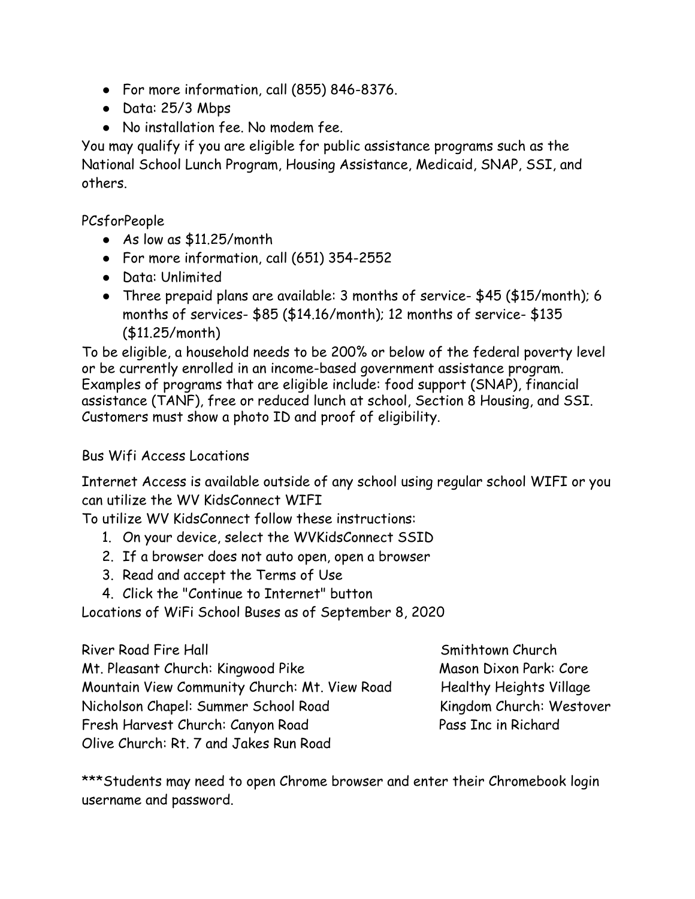- For more information, call (855) 846-8376.
- Data: 25/3 Mbps
- No installation fee. No modem fee.

You may qualify if you are eligible for public assistance programs such as the National School Lunch Program, Housing Assistance, Medicaid, SNAP, SSI, and others.

PCsforPeople

- As low as $11.25/month
- For more information, call (651) 354-2552
- Data: Unlimited
- Three prepaid plans are available: 3 months of service- $45 ($15/month); 6 months of services- $85 ($14.16/month); 12 months of service- $135 ($11.25/month)

To be eligible, a household needs to be 200% or below of the federal poverty level or be currently enrolled in an income-based government assistance program. Examples of programs that are eligible include: food support (SNAP), financial assistance (TANF), free or reduced lunch at school, Section 8 Housing, and SSI. Customers must show a photo ID and proof of eligibility.

Bus Wifi Access Locations

Internet Access is available outside of any school using regular school WIFI or you can utilize the WV KidsConnect WIFI

To utilize WV KidsConnect follow these instructions:

1. On your device, select the WVKidsConnect SSID
2. If a browser does not auto open, open a browser
3. Read and accept the Terms of Use
4. Click the "Continue to Internet" button

Locations of WiFi School Buses as of September 8, 2020

River Road Fire Hall
Mt. Pleasant Church: Kingwood Pike
Mountain View Community Church: Mt. View Road
Nicholson Chapel: Summer School Road
Fresh Harvest Church: Canyon Road
Olive Church: Rt. 7 and Jakes Run Road
Smithtown Church
Mason Dixon Park: Core
Healthy Heights Village
Kingdom Church: Westover
Pass Inc in Richard

***Students may need to open Chrome browser and enter their Chromebook login username and password.